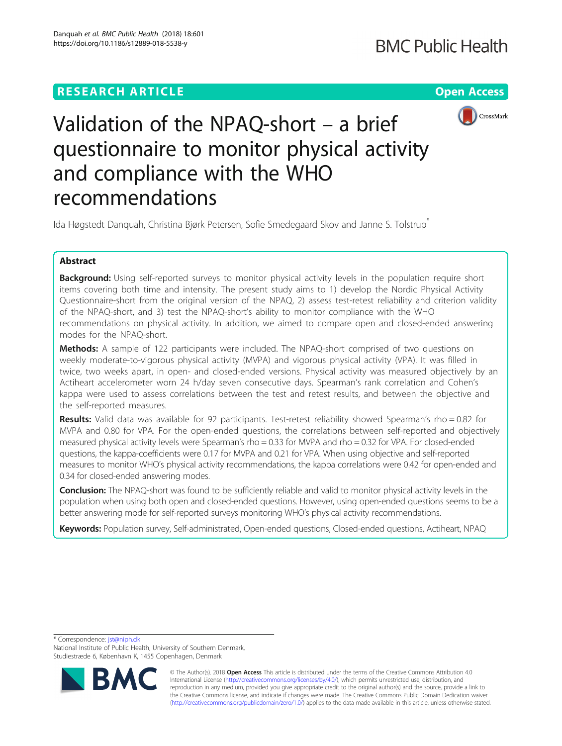RESEARCH ARTICLE

Open Access

# Validation of the NPAQ-short – a brief questionnaire to monitor physical activity and compliance with the WHO recommendations

Ida Høgstedt Danquah, Christina Bjørk Petersen, Sofie Smedegaard Skov and Janne S. Tolstrup*

## Abstract

**Background:** Using self-reported surveys to monitor physical activity levels in the population require short items covering both time and intensity. The present study aims to 1) develop the Nordic Physical Activity Questionnaire-short from the original version of the NPAQ, 2) assess test-retest reliability and criterion validity of the NPAQ-short, and 3) test the NPAQ-short's ability to monitor compliance with the WHO recommendations on physical activity. In addition, we aimed to compare open and closed-ended answering modes for the NPAQ-short.

**Methods:** A sample of 122 participants were included. The NPAQ-short comprised of two questions on weekly moderate-to-vigorous physical activity (MVPA) and vigorous physical activity (VPA). It was filled in twice, two weeks apart, in open- and closed-ended versions. Physical activity was measured objectively by an Actiheart accelerometer worn 24 h/day seven consecutive days. Spearman's rank correlation and Cohen's kappa were used to assess correlations between the test and retest results, and between the objective and the self-reported measures.

**Results:** Valid data was available for 92 participants. Test-retest reliability showed Spearman's rho = 0.82 for MVPA and 0.80 for VPA. For the open-ended questions, the correlations between self-reported and objectively measured physical activity levels were Spearman's rho = 0.33 for MVPA and rho = 0.32 for VPA. For closed-ended questions, the kappa-coefficients were 0.17 for MVPA and 0.21 for VPA. When using objective and self-reported measures to monitor WHO's physical activity recommendations, the kappa correlations were 0.42 for open-ended and 0.34 for closed-ended answering modes.

**Conclusion:** The NPAQ-short was found to be sufficiently reliable and valid to monitor physical activity levels in the population when using both open and closed-ended questions. However, using open-ended questions seems to be a better answering mode for self-reported surveys monitoring WHO's physical activity recommendations.

**Keywords:** Population survey, Self-administrated, Open-ended questions, Closed-ended questions, Actiheart, NPAQ

---

\* Correspondence: jst@niph.dk
National Institute of Public Health, University of Southern Denmark, Studiestræde 6, København K, 1455 Copenhagen, Denmark

© The Author(s). 2018 **Open Access** This article is distributed under the terms of the Creative Commons Attribution 4.0 International License (http://creativecommons.org/licenses/by/4.0/), which permits unrestricted use, distribution, and reproduction in any medium, provided you give appropriate credit to the original author(s) and the source, provide a link to the Creative Commons license, and indicate if changes were made. The Creative Commons Public Domain Dedication waiver (http://creativecommons.org/publicdomain/zero/1.0/) applies to the data made available in this article, unless otherwise stated.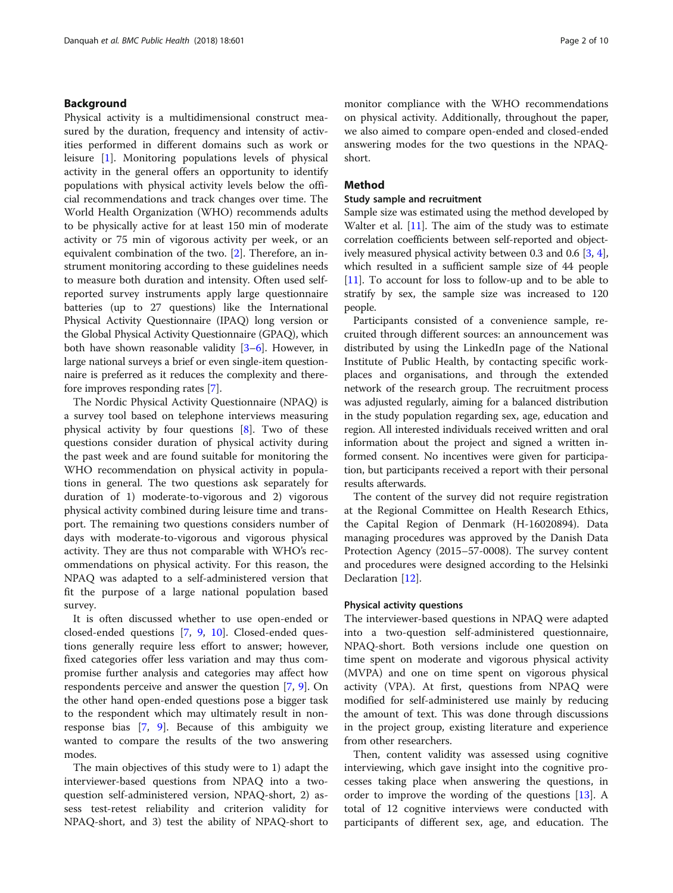## Background

Physical activity is a multidimensional construct measured by the duration, frequency and intensity of activities performed in different domains such as work or leisure [1]. Monitoring populations levels of physical activity in the general offers an opportunity to identify populations with physical activity levels below the official recommendations and track changes over time. The World Health Organization (WHO) recommends adults to be physically active for at least 150 min of moderate activity or 75 min of vigorous activity per week, or an equivalent combination of the two. [2]. Therefore, an instrument monitoring according to these guidelines needs to measure both duration and intensity. Often used self-reported survey instruments apply large questionnaire batteries (up to 27 questions) like the International Physical Activity Questionnaire (IPAQ) long version or the Global Physical Activity Questionnaire (GPAQ), which both have shown reasonable validity [3–6]. However, in large national surveys a brief or even single-item questionnaire is preferred as it reduces the complexity and therefore improves responding rates [7].

The Nordic Physical Activity Questionnaire (NPAQ) is a survey tool based on telephone interviews measuring physical activity by four questions [8]. Two of these questions consider duration of physical activity during the past week and are found suitable for monitoring the WHO recommendation on physical activity in populations in general. The two questions ask separately for duration of 1) moderate-to-vigorous and 2) vigorous physical activity combined during leisure time and transport. The remaining two questions considers number of days with moderate-to-vigorous and vigorous physical activity. They are thus not comparable with WHO's recommendations on physical activity. For this reason, the NPAQ was adapted to a self-administered version that fit the purpose of a large national population based survey.

It is often discussed whether to use open-ended or closed-ended questions [7, 9, 10]. Closed-ended questions generally require less effort to answer; however, fixed categories offer less variation and may thus compromise further analysis and categories may affect how respondents perceive and answer the question [7, 9]. On the other hand open-ended questions pose a bigger task to the respondent which may ultimately result in non-response bias [7, 9]. Because of this ambiguity we wanted to compare the results of the two answering modes.

The main objectives of this study were to 1) adapt the interviewer-based questions from NPAQ into a two-question self-administered version, NPAQ-short, 2) assess test-retest reliability and criterion validity for NPAQ-short, and 3) test the ability of NPAQ-short to monitor compliance with the WHO recommendations on physical activity. Additionally, throughout the paper, we also aimed to compare open-ended and closed-ended answering modes for the two questions in the NPAQ-short.

## Method

### Study sample and recruitment

Sample size was estimated using the method developed by Walter et al. [11]. The aim of the study was to estimate correlation coefficients between self-reported and objectively measured physical activity between 0.3 and 0.6 [3, 4], which resulted in a sufficient sample size of 44 people [11]. To account for loss to follow-up and to be able to stratify by sex, the sample size was increased to 120 people.

Participants consisted of a convenience sample, recruited through different sources: an announcement was distributed by using the LinkedIn page of the National Institute of Public Health, by contacting specific workplaces and organisations, and through the extended network of the research group. The recruitment process was adjusted regularly, aiming for a balanced distribution in the study population regarding sex, age, education and region. All interested individuals received written and oral information about the project and signed a written informed consent. No incentives were given for participation, but participants received a report with their personal results afterwards.

The content of the survey did not require registration at the Regional Committee on Health Research Ethics, the Capital Region of Denmark (H-16020894). Data managing procedures was approved by the Danish Data Protection Agency (2015–57-0008). The survey content and procedures were designed according to the Helsinki Declaration [12].

### Physical activity questions

The interviewer-based questions in NPAQ were adapted into a two-question self-administered questionnaire, NPAQ-short. Both versions include one question on time spent on moderate and vigorous physical activity (MVPA) and one on time spent on vigorous physical activity (VPA). At first, questions from NPAQ were modified for self-administered use mainly by reducing the amount of text. This was done through discussions in the project group, existing literature and experience from other researchers.

Then, content validity was assessed using cognitive interviewing, which gave insight into the cognitive processes taking place when answering the questions, in order to improve the wording of the questions [13]. A total of 12 cognitive interviews were conducted with participants of different sex, age, and education. The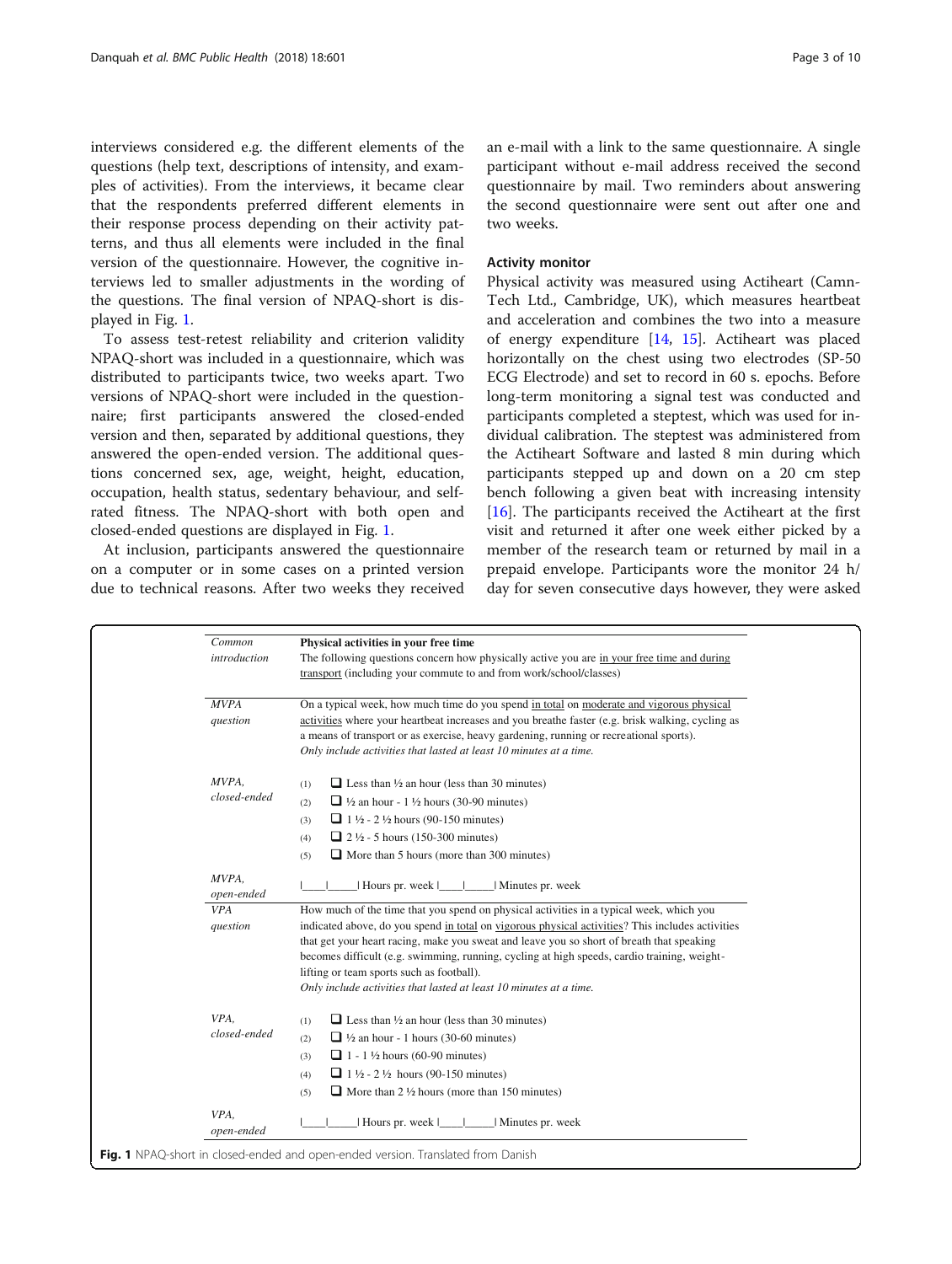interviews considered e.g. the different elements of the questions (help text, descriptions of intensity, and examples of activities). From the interviews, it became clear that the respondents preferred different elements in their response process depending on their activity patterns, and thus all elements were included in the final version of the questionnaire. However, the cognitive interviews led to smaller adjustments in the wording of the questions. The final version of NPAQ-short is displayed in Fig. 1.

To assess test-retest reliability and criterion validity NPAQ-short was included in a questionnaire, which was distributed to participants twice, two weeks apart. Two versions of NPAQ-short were included in the questionnaire; first participants answered the closed-ended version and then, separated by additional questions, they answered the open-ended version. The additional questions concerned sex, age, weight, height, education, occupation, health status, sedentary behaviour, and self-rated fitness. The NPAQ-short with both open and closed-ended questions are displayed in Fig. 1.

At inclusion, participants answered the questionnaire on a computer or in some cases on a printed version due to technical reasons. After two weeks they received an e-mail with a link to the same questionnaire. A single participant without e-mail address received the second questionnaire by mail. Two reminders about answering the second questionnaire were sent out after one and two weeks.

### Activity monitor

Physical activity was measured using Actiheart (CamnTech Ltd., Cambridge, UK), which measures heartbeat and acceleration and combines the two into a measure of energy expenditure [14, 15]. Actiheart was placed horizontally on the chest using two electrodes (SP-50 ECG Electrode) and set to record in 60 s. epochs. Before long-term monitoring a signal test was conducted and participants completed a steptest, which was used for individual calibration. The steptest was administered from the Actiheart Software and lasted 8 min during which participants stepped up and down on a 20 cm step bench following a given beat with increasing intensity [16]. The participants received the Actiheart at the first visit and returned it after one week either picked by a member of the research team or returned by mail in a prepaid envelope. Participants wore the monitor 24 h/day for seven consecutive days however, they were asked

| | |
|---|---|
| *Common introduction* | **Physical activities in your free time**<br>The following questions concern how physically active you are in your free time and during transport (including your commute to and from work/school/classes) |
| *MVPA question* | On a typical week, how much time do you spend in total on moderate and vigorous physical activities where your heartbeat increases and you breathe faster (e.g. brisk walking, cycling as a means of transport or as exercise, heavy gardening, running or recreational sports).<br>*Only include activities that lasted at least 10 minutes at a time.* |
| *MVPA, closed-ended* | (1) ❑ Less than ½ an hour (less than 30 minutes)<br>(2) ❑ ½ an hour - 1 ½ hours (30-90 minutes)<br>(3) ❑ 1 ½ - 2 ½ hours (90-150 minutes)<br>(4) ❑ 2 ½ - 5 hours (150-300 minutes)<br>(5) ❑ More than 5 hours (more than 300 minutes) |
| *MVPA, open-ended* | \|____\|_____\| Hours pr. week \|____\|_____\| Minutes pr. week |
| *VPA question* | How much of the time that you spend on physical activities in a typical week, which you indicated above, do you spend in total on vigorous physical activities? This includes activities that get your heart racing, make you sweat and leave you so short of breath that speaking becomes difficult (e.g. swimming, running, cycling at high speeds, cardio training, weight-lifting or team sports such as football).<br>*Only include activities that lasted at least 10 minutes at a time.* |
| *VPA, closed-ended* | (1) ❑ Less than ½ an hour (less than 30 minutes)<br>(2) ❑ ½ an hour - 1 hours (30-60 minutes)<br>(3) ❑ 1 - 1 ½ hours (60-90 minutes)<br>(4) ❑ 1 ½ - 2 ½ hours (90-150 minutes)<br>(5) ❑ More than 2 ½ hours (more than 150 minutes) |
| *VPA, open-ended* | \|____\|_____\| Hours pr. week \|____\|_____\| Minutes pr. week |

**Fig. 1** NPAQ-short in closed-ended and open-ended version. Translated from Danish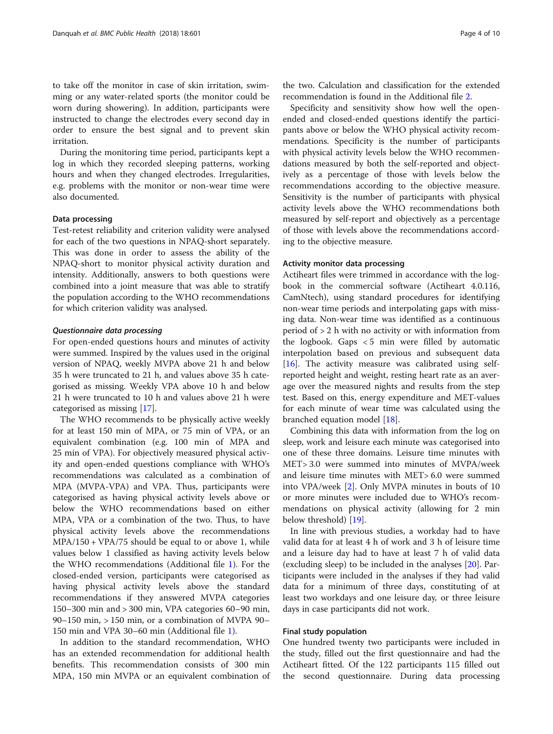to take off the monitor in case of skin irritation, swimming or any water-related sports (the monitor could be worn during showering). In addition, participants were instructed to change the electrodes every second day in order to ensure the best signal and to prevent skin irritation.

During the monitoring time period, participants kept a log in which they recorded sleeping patterns, working hours and when they changed electrodes. Irregularities, e.g. problems with the monitor or non-wear time were also documented.

### Data processing

Test-retest reliability and criterion validity were analysed for each of the two questions in NPAQ-short separately. This was done in order to assess the ability of the NPAQ-short to monitor physical activity duration and intensity. Additionally, answers to both questions were combined into a joint measure that was able to stratify the population according to the WHO recommendations for which criterion validity was analysed.

#### *Questionnaire data processing*

For open-ended questions hours and minutes of activity were summed. Inspired by the values used in the original version of NPAQ, weekly MVPA above 21 h and below 35 h were truncated to 21 h, and values above 35 h categorised as missing. Weekly VPA above 10 h and below 21 h were truncated to 10 h and values above 21 h were categorised as missing [17].

The WHO recommends to be physically active weekly for at least 150 min of MPA, or 75 min of VPA, or an equivalent combination (e.g. 100 min of MPA and 25 min of VPA). For objectively measured physical activity and open-ended questions compliance with WHO's recommendations was calculated as a combination of MPA (MVPA-VPA) and VPA. Thus, participants were categorised as having physical activity levels above or below the WHO recommendations based on either MPA, VPA or a combination of the two. Thus, to have physical activity levels above the recommendations $MPA/150 + VPA/75$ should be equal to or above 1, while values below 1 classified as having activity levels below the WHO recommendations (Additional file 1). For the closed-ended version, participants were categorised as having physical activity levels above the standard recommendations if they answered MVPA categories 150–300 min and > 300 min, VPA categories 60–90 min, 90–150 min, > 150 min, or a combination of MVPA 90–150 min and VPA 30–60 min (Additional file 1).

In addition to the standard recommendation, WHO has an extended recommendation for additional health benefits. This recommendation consists of 300 min MPA, 150 min MVPA or an equivalent combination of the two. Calculation and classification for the extended recommendation is found in the Additional file 2.

Specificity and sensitivity show how well the open-ended and closed-ended questions identify the participants above or below the WHO physical activity recommendations. Specificity is the number of participants with physical activity levels below the WHO recommendations measured by both the self-reported and objectively as a percentage of those with levels below the recommendations according to the objective measure. Sensitivity is the number of participants with physical activity levels above the WHO recommendations both measured by self-report and objectively as a percentage of those with levels above the recommendations according to the objective measure.

#### Activity monitor data processing

Actiheart files were trimmed in accordance with the logbook in the commercial software (Actiheart 4.0.116, CamNtech), using standard procedures for identifying non-wear time periods and interpolating gaps with missing data. Non-wear time was identified as a continuous period of > 2 h with no activity or with information from the logbook. Gaps < 5 min were filled by automatic interpolation based on previous and subsequent data [16]. The activity measure was calibrated using self-reported height and weight, resting heart rate as an average over the measured nights and results from the step test. Based on this, energy expenditure and MET-values for each minute of wear time was calculated using the branched equation model [18].

Combining this data with information from the log on sleep, work and leisure each minute was categorised into one of these three domains. Leisure time minutes with MET> 3.0 were summed into minutes of MVPA/week and leisure time minutes with MET> 6.0 were summed into VPA/week [2]. Only MVPA minutes in bouts of 10 or more minutes were included due to WHO's recommendations on physical activity (allowing for 2 min below threshold) [19].

In line with previous studies, a workday had to have valid data for at least 4 h of work and 3 h of leisure time and a leisure day had to have at least 7 h of valid data (excluding sleep) to be included in the analyses [20]. Participants were included in the analyses if they had valid data for a minimum of three days, constituting of at least two workdays and one leisure day, or three leisure days in case participants did not work.

### Final study population

One hundred twenty two participants were included in the study, filled out the first questionnaire and had the Actiheart fitted. Of the 122 participants 115 filled out the second questionnaire. During data processing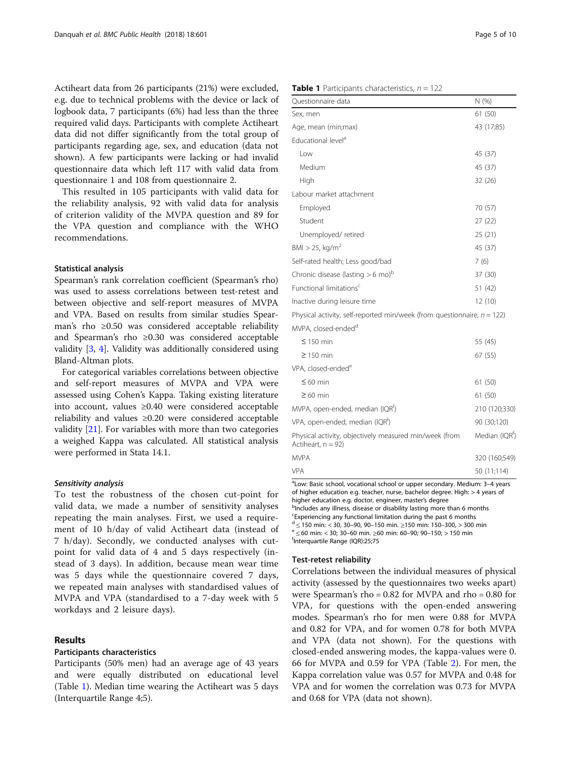Actiheart data from 26 participants (21%) were excluded, e.g. due to technical problems with the device or lack of logbook data, 7 participants (6%) had less than the three required valid days. Participants with complete Actiheart data did not differ significantly from the total group of participants regarding age, sex, and education (data not shown). A few participants were lacking or had invalid questionnaire data which left 117 with valid data from questionnaire 1 and 108 from questionnaire 2.

This resulted in 105 participants with valid data for the reliability analysis, 92 with valid data for analysis of criterion validity of the MVPA question and 89 for the VPA question and compliance with the WHO recommendations.

### Statistical analysis

Spearman's rank correlation coefficient (Spearman's rho) was used to assess correlations between test-retest and between objective and self-report measures of MVPA and VPA. Based on results from similar studies Spearman's rho ≥0.50 was considered acceptable reliability and Spearman's rho ≥0.30 was considered acceptable validity [3, 4]. Validity was additionally considered using Bland-Altman plots.

For categorical variables correlations between objective and self-report measures of MVPA and VPA were assessed using Cohen's Kappa. Taking existing literature into account, values ≥0.40 were considered acceptable reliability and values ≥0.20 were considered acceptable validity [21]. For variables with more than two categories a weighed Kappa was calculated. All statistical analysis were performed in Stata 14.1.

#### *Sensitivity analysis*

To test the robustness of the chosen cut-point for valid data, we made a number of sensitivity analyses repeating the main analyses. First, we used a requirement of 10 h/day of valid Actiheart data (instead of 7 h/day). Secondly, we conducted analyses with cut-point for valid data of 4 and 5 days respectively (instead of 3 days). In addition, because mean wear time was 5 days while the questionnaire covered 7 days, we repeated main analyses with standardised values of MVPA and VPA (standardised to a 7-day week with 5 workdays and 2 leisure days).

## Results

### Participants characteristics

Participants (50% men) had an average age of 43 years and were equally distributed on educational level (Table 1). Median time wearing the Actiheart was 5 days (Interquartile Range 4;5).

**Table 1** Participants characteristics, $n = 122$

| Questionnaire data | N (%) |
|---|---|
| Sex, men | 61 (50) |
| Age, mean (min;max) | 43 (17;85) |
| Educational level[a] | |
| Low | 45 (37) |
| Medium | 45 (37) |
| High | 32 (26) |
| Labour market attachment | |
| Employed | 70 (57) |
| Student | 27 (22) |
| Unemployed/ retired | 25 (21) |
| BMI > 25, kg/m$^2$ | 45 (37) |
| Self-rated health; Less good/bad | 7 (6) |
| Chronic disease (lasting > 6 mo)[b] | 37 (30) |
| Functional limitations[c] | 51 (42) |
| Inactive during leisure time | 12 (10) |
| Physical activity, self-reported min/week (from questionnaire, $n = 122$) | |
| MVPA, closed-ended[d] | |
| ≤ 150 min | 55 (45) |
| ≥ 150 min | 67 (55) |
| VPA, closed-ended[e] | |
| ≤ 60 min | 61 (50) |
| ≥ 60 min | 61 (50) |
| MVPA, open-ended, median (IQR[f]) | 210 (120;330) |
| VPA, open-ended, median (IQR[f]) | 90 (30;120) |
| Physical activity, objectively measured min/week (from Actiheart, $n = 92$) | Median (IQR[f]) |
| MVPA | 320 (160;549) |
| VPA | 50 (11;114) |

[a]Low: Basic school, vocational school or upper secondary. Medium: 3–4 years of higher education e.g. teacher, nurse, bachelor degree. High: > 4 years of higher education e.g. doctor, engineer, master's degree
[b]Includes any illness, disease or disability lasting more than 6 months
[c]Experiencing any functional limitation during the past 6 months
[d]≤ 150 min: < 30, 30–90, 90–150 min. ≥150 min: 150–300, > 300 min
[e]≤ 60 min: < 30; 30–60 min. ≥60 min: 60–90; 90–150; > 150 min
[f]Interquartile Range (IQR):25;75

### Test-retest reliability

Correlations between the individual measures of physical activity (assessed by the questionnaires two weeks apart) were Spearman's rho = 0.82 for MVPA and rho = 0.80 for VPA, for questions with the open-ended answering modes. Spearman's rho for men were 0.88 for MVPA and 0.82 for VPA, and for women 0.78 for both MVPA and VPA (data not shown). For the questions with closed-ended answering modes, the kappa-values were 0.66 for MVPA and 0.59 for VPA (Table 2). For men, the Kappa correlation value was 0.57 for MVPA and 0.48 for VPA and for women the correlation was 0.73 for MVPA and 0.68 for VPA (data not shown).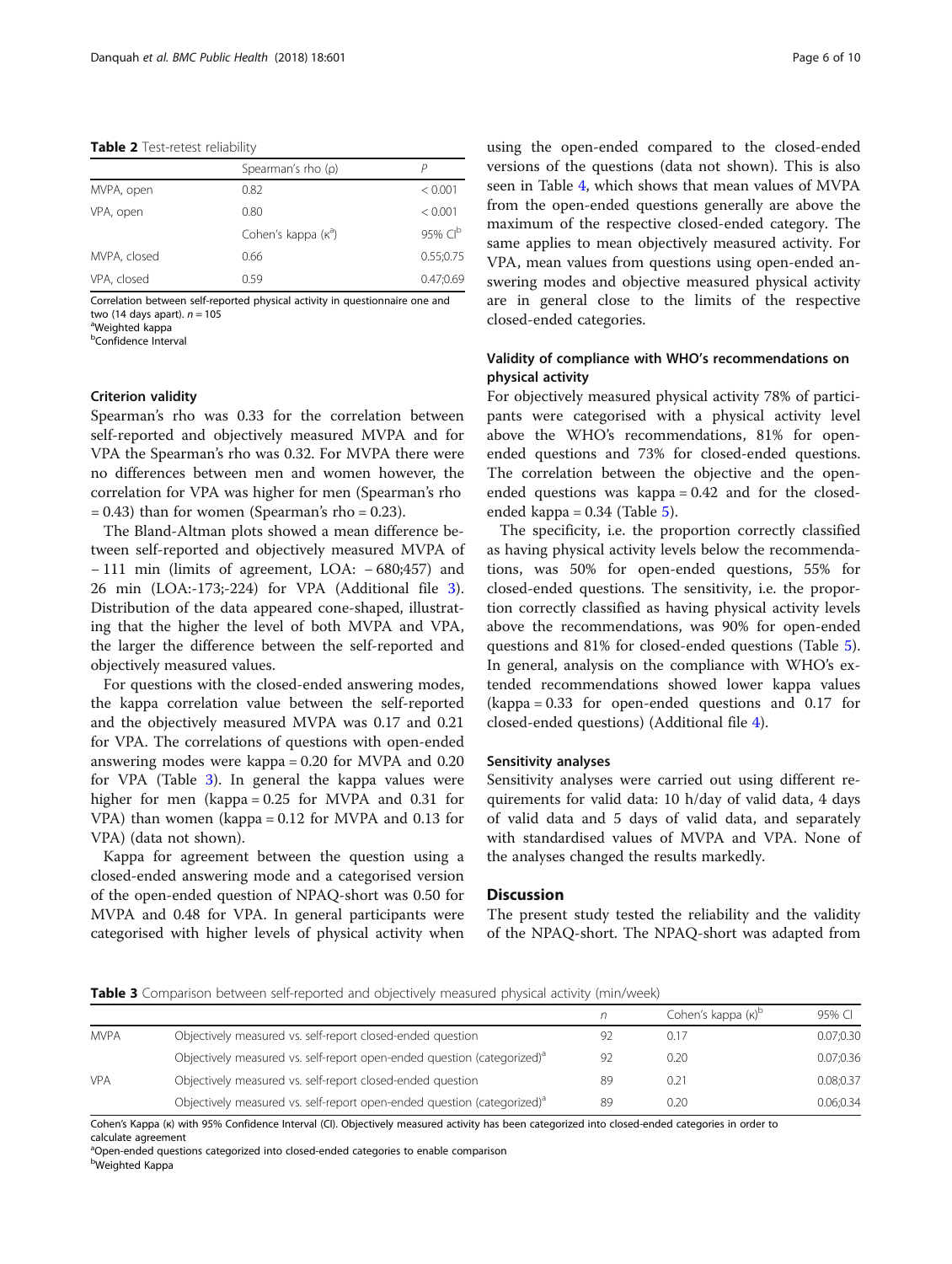**Table 2** Test-retest reliability

| | Spearman's rho (ρ) | P |
|---|---|---|
| MVPA, open | 0.82 | < 0.001 |
| VPA, open | 0.80 | < 0.001 |
| | Cohen's kappa (κ[a]) | 95% CI[b] |
| MVPA, closed | 0.66 | 0.55;0.75 |
| VPA, closed | 0.59 | 0.47;0.69 |

Correlation between self-reported physical activity in questionnaire one and two (14 days apart). $n = 105$

[a]Weighted kappa

[b]Confidence Interval

### Criterion validity

Spearman's rho was 0.33 for the correlation between self-reported and objectively measured MVPA and for VPA the Spearman's rho was 0.32. For MVPA there were no differences between men and women however, the correlation for VPA was higher for men (Spearman's rho = 0.43) than for women (Spearman's rho = 0.23).

The Bland-Altman plots showed a mean difference between self-reported and objectively measured MVPA of − 111 min (limits of agreement, LOA: − 680;457) and 26 min (LOA:-173;-224) for VPA (Additional file 3). Distribution of the data appeared cone-shaped, illustrating that the higher the level of both MVPA and VPA, the larger the difference between the self-reported and objectively measured values.

For questions with the closed-ended answering modes, the kappa correlation value between the self-reported and the objectively measured MVPA was 0.17 and 0.21 for VPA. The correlations of questions with open-ended answering modes were kappa = 0.20 for MVPA and 0.20 for VPA (Table 3). In general the kappa values were higher for men (kappa = 0.25 for MVPA and 0.31 for VPA) than women (kappa = 0.12 for MVPA and 0.13 for VPA) (data not shown).

Kappa for agreement between the question using a closed-ended answering mode and a categorised version of the open-ended question of NPAQ-short was 0.50 for MVPA and 0.48 for VPA. In general participants were categorised with higher levels of physical activity when using the open-ended compared to the closed-ended versions of the questions (data not shown). This is also seen in Table 4, which shows that mean values of MVPA from the open-ended questions generally are above the maximum of the respective closed-ended category. The same applies to mean objectively measured activity. For VPA, mean values from questions using open-ended answering modes and objective measured physical activity are in general close to the limits of the respective closed-ended categories.

### Validity of compliance with WHO's recommendations on physical activity

For objectively measured physical activity 78% of participants were categorised with a physical activity level above the WHO's recommendations, 81% for open-ended questions and 73% for closed-ended questions. The correlation between the objective and the open-ended questions was kappa = 0.42 and for the closed-ended kappa = 0.34 (Table 5).

The specificity, i.e. the proportion correctly classified as having physical activity levels below the recommendations, was 50% for open-ended questions, 55% for closed-ended questions. The sensitivity, i.e. the proportion correctly classified as having physical activity levels above the recommendations, was 90% for open-ended questions and 81% for closed-ended questions (Table 5). In general, analysis on the compliance with WHO's extended recommendations showed lower kappa values (kappa = 0.33 for open-ended questions and 0.17 for closed-ended questions) (Additional file 4).

### Sensitivity analyses

Sensitivity analyses were carried out using different requirements for valid data: 10 h/day of valid data, 4 days of valid data and 5 days of valid data, and separately with standardised values of MVPA and VPA. None of the analyses changed the results markedly.

## Discussion

The present study tested the reliability and the validity of the NPAQ-short. The NPAQ-short was adapted from

**Table 3** Comparison between self-reported and objectively measured physical activity (min/week)

| | | n | Cohen's kappa (κ)[b] | 95% CI |
|---|---|---|---|---|
| MVPA | Objectively measured vs. self-report closed-ended question | 92 | 0.17 | 0.07;0.30 |
| | Objectively measured vs. self-report open-ended question (categorized)[a] | 92 | 0.20 | 0.07;0.36 |
| VPA | Objectively measured vs. self-report closed-ended question | 89 | 0.21 | 0.08;0.37 |
| | Objectively measured vs. self-report open-ended question (categorized)[a] | 89 | 0.20 | 0.06;0.34 |

Cohen's Kappa (κ) with 95% Confidence Interval (CI). Objectively measured activity has been categorized into closed-ended categories in order to calculate agreement

[a]Open-ended questions categorized into closed-ended categories to enable comparison

[b]Weighted Kappa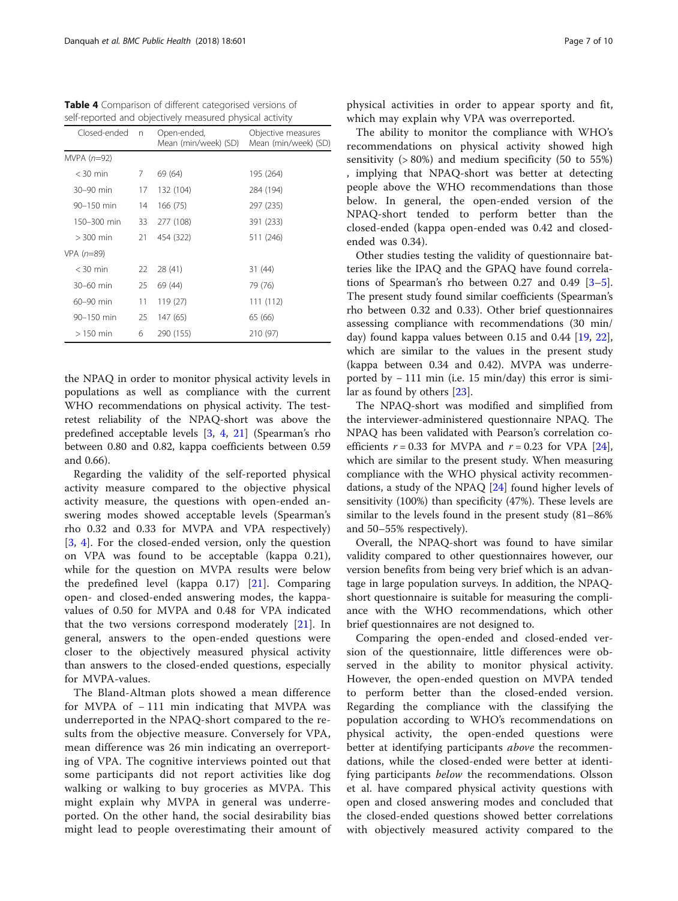**Table 4** Comparison of different categorised versions of self-reported and objectively measured physical activity

| Closed-ended | n | Open-ended, Mean (min/week) (SD) | Objective measures Mean (min/week) (SD) |
|---|---|---|---|
| MVPA (*n*=92) | | | |
| < 30 min | 7 | 69 (64) | 195 (264) |
| 30–90 min | 17 | 132 (104) | 284 (194) |
| 90–150 min | 14 | 166 (75) | 297 (235) |
| 150–300 min | 33 | 277 (108) | 391 (233) |
| > 300 min | 21 | 454 (322) | 511 (246) |
| VPA (*n*=89) | | | |
| < 30 min | 22 | 28 (41) | 31 (44) |
| 30–60 min | 25 | 69 (44) | 79 (76) |
| 60–90 min | 11 | 119 (27) | 111 (112) |
| 90–150 min | 25 | 147 (65) | 65 (66) |
| > 150 min | 6 | 290 (155) | 210 (97) |

the NPAQ in order to monitor physical activity levels in populations as well as compliance with the current WHO recommendations on physical activity. The test-retest reliability of the NPAQ-short was above the predefined acceptable levels [3, 4, 21] (Spearman's rho between 0.80 and 0.82, kappa coefficients between 0.59 and 0.66).

Regarding the validity of the self-reported physical activity measure compared to the objective physical activity measure, the questions with open-ended answering modes showed acceptable levels (Spearman's rho 0.32 and 0.33 for MVPA and VPA respectively) [3, 4]. For the closed-ended version, only the question on VPA was found to be acceptable (kappa 0.21), while for the question on MVPA results were below the predefined level (kappa 0.17) [21]. Comparing open- and closed-ended answering modes, the kappa-values of 0.50 for MVPA and 0.48 for VPA indicated that the two versions correspond moderately [21]. In general, answers to the open-ended questions were closer to the objectively measured physical activity than answers to the closed-ended questions, especially for MVPA-values.

The Bland-Altman plots showed a mean difference for MVPA of − 111 min indicating that MVPA was underreported in the NPAQ-short compared to the results from the objective measure. Conversely for VPA, mean difference was 26 min indicating an overreporting of VPA. The cognitive interviews pointed out that some participants did not report activities like dog walking or walking to buy groceries as MVPA. This might explain why MVPA in general was underreported. On the other hand, the social desirability bias might lead to people overestimating their amount of physical activities in order to appear sporty and fit, which may explain why VPA was overreported.

The ability to monitor the compliance with WHO's recommendations on physical activity showed high sensitivity (> 80%) and medium specificity (50 to 55%), implying that NPAQ-short was better at detecting people above the WHO recommendations than those below. In general, the open-ended version of the NPAQ-short tended to perform better than the closed-ended (kappa open-ended was 0.42 and closed-ended was 0.34).

Other studies testing the validity of questionnaire batteries like the IPAQ and the GPAQ have found correlations of Spearman's rho between 0.27 and 0.49 [3–5]. The present study found similar coefficients (Spearman's rho between 0.32 and 0.33). Other brief questionnaires assessing compliance with recommendations (30 min/day) found kappa values between 0.15 and 0.44 [19, 22], which are similar to the values in the present study (kappa between 0.34 and 0.42). MVPA was underreported by − 111 min (i.e. 15 min/day) this error is similar as found by others [23].

The NPAQ-short was modified and simplified from the interviewer-administered questionnaire NPAQ. The NPAQ has been validated with Pearson's correlation coefficients $r = 0.33$ for MVPA and $r = 0.23$ for VPA [24], which are similar to the present study. When measuring compliance with the WHO physical activity recommendations, a study of the NPAQ [24] found higher levels of sensitivity (100%) than specificity (47%). These levels are similar to the levels found in the present study (81–86% and 50–55% respectively).

Overall, the NPAQ-short was found to have similar validity compared to other questionnaires however, our version benefits from being very brief which is an advantage in large population surveys. In addition, the NPAQ-short questionnaire is suitable for measuring the compliance with the WHO recommendations, which other brief questionnaires are not designed to.

Comparing the open-ended and closed-ended version of the questionnaire, little differences were observed in the ability to monitor physical activity. However, the open-ended question on MVPA tended to perform better than the closed-ended version. Regarding the compliance with the classifying the population according to WHO's recommendations on physical activity, the open-ended questions were better at identifying participants *above* the recommendations, while the closed-ended were better at identifying participants *below* the recommendations. Olsson et al. have compared physical activity questions with open and closed answering modes and concluded that the closed-ended questions showed better correlations with objectively measured activity compared to the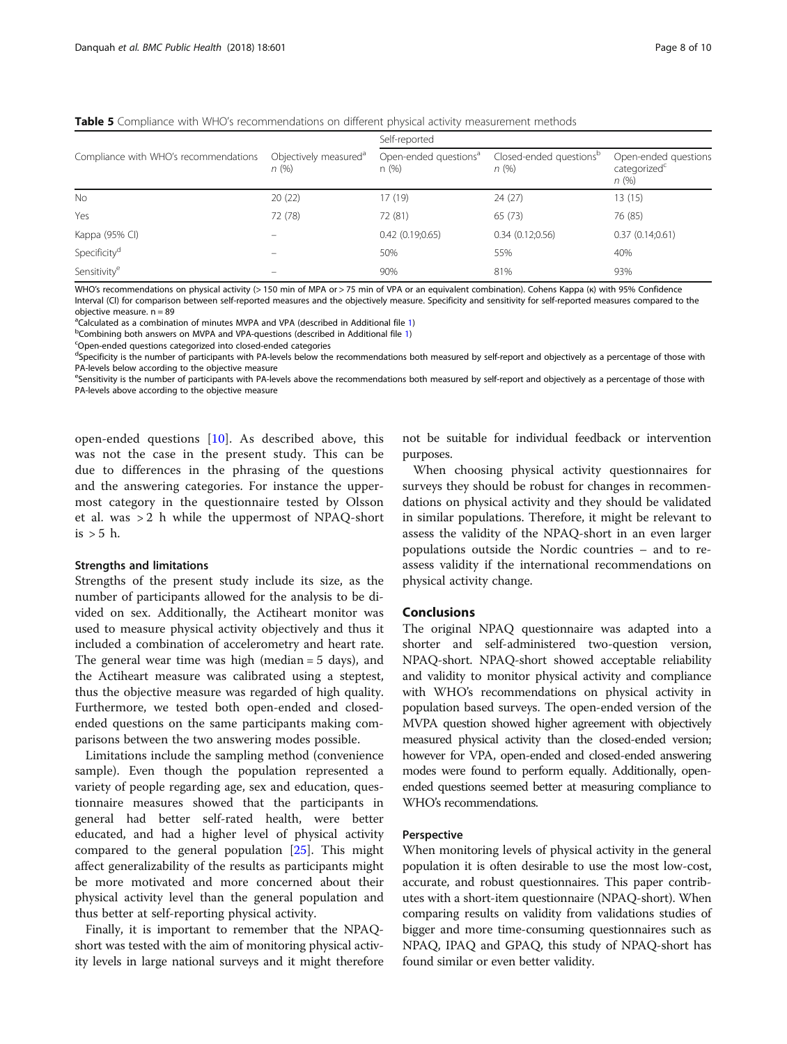**Table 5** Compliance with WHO's recommendations on different physical activity measurement methods

| Compliance with WHO's recommendations | Objectively measured[a] *n* (%) | Self-reported | | |
|---|---|---|---|---|
| | | Open-ended questions[a] n (%) | Closed-ended questions[b] *n* (%) | Open-ended questions categorized[c] *n* (%) |
| No | 20 (22) | 17 (19) | 24 (27) | 13 (15) |
| Yes | 72 (78) | 72 (81) | 65 (73) | 76 (85) |
| Kappa (95% CI) | – | 0.42 (0.19;0.65) | 0.34 (0.12;0.56) | 0.37 (0.14;0.61) |
| Specificity[d] | – | 50% | 55% | 40% |
| Sensitivity[e] | – | 90% | 81% | 93% |

WHO's recommendations on physical activity (> 150 min of MPA or > 75 min of VPA or an equivalent combination). Cohens Kappa (κ) with 95% Confidence Interval (CI) for comparison between self-reported measures and the objectively measure. Specificity and sensitivity for self-reported measures compared to the objective measure. n = 89

[a]Calculated as a combination of minutes MVPA and VPA (described in Additional file 1)

[b]Combining both answers on MVPA and VPA-questions (described in Additional file 1)

[c]Open-ended questions categorized into closed-ended categories

[d]Specificity is the number of participants with PA-levels below the recommendations both measured by self-report and objectively as a percentage of those with PA-levels below according to the objective measure

[e]Sensitivity is the number of participants with PA-levels above the recommendations both measured by self-report and objectively as a percentage of those with PA-levels above according to the objective measure

open-ended questions [10]. As described above, this was not the case in the present study. This can be due to differences in the phrasing of the questions and the answering categories. For instance the uppermost category in the questionnaire tested by Olsson et al. was > 2 h while the uppermost of NPAQ-short is > 5 h.

### Strengths and limitations

Strengths of the present study include its size, as the number of participants allowed for the analysis to be divided on sex. Additionally, the Actiheart monitor was used to measure physical activity objectively and thus it included a combination of accelerometry and heart rate. The general wear time was high (median = 5 days), and the Actiheart measure was calibrated using a steptest, thus the objective measure was regarded of high quality. Furthermore, we tested both open-ended and closed-ended questions on the same participants making comparisons between the two answering modes possible.

Limitations include the sampling method (convenience sample). Even though the population represented a variety of people regarding age, sex and education, questionnaire measures showed that the participants in general had better self-rated health, were better educated, and had a higher level of physical activity compared to the general population [25]. This might affect generalizability of the results as participants might be more motivated and more concerned about their physical activity level than the general population and thus better at self-reporting physical activity.

Finally, it is important to remember that the NPAQ-short was tested with the aim of monitoring physical activity levels in large national surveys and it might therefore not be suitable for individual feedback or intervention purposes.

When choosing physical activity questionnaires for surveys they should be robust for changes in recommendations on physical activity and they should be validated in similar populations. Therefore, it might be relevant to assess the validity of the NPAQ-short in an even larger populations outside the Nordic countries – and to re-assess validity if the international recommendations on physical activity change.

## Conclusions

The original NPAQ questionnaire was adapted into a shorter and self-administered two-question version, NPAQ-short. NPAQ-short showed acceptable reliability and validity to monitor physical activity and compliance with WHO's recommendations on physical activity in population based surveys. The open-ended version of the MVPA question showed higher agreement with objectively measured physical activity than the closed-ended version; however for VPA, open-ended and closed-ended answering modes were found to perform equally. Additionally, open-ended questions seemed better at measuring compliance to WHO's recommendations.

### Perspective

When monitoring levels of physical activity in the general population it is often desirable to use the most low-cost, accurate, and robust questionnaires. This paper contributes with a short-item questionnaire (NPAQ-short). When comparing results on validity from validations studies of bigger and more time-consuming questionnaires such as NPAQ, IPAQ and GPAQ, this study of NPAQ-short has found similar or even better validity.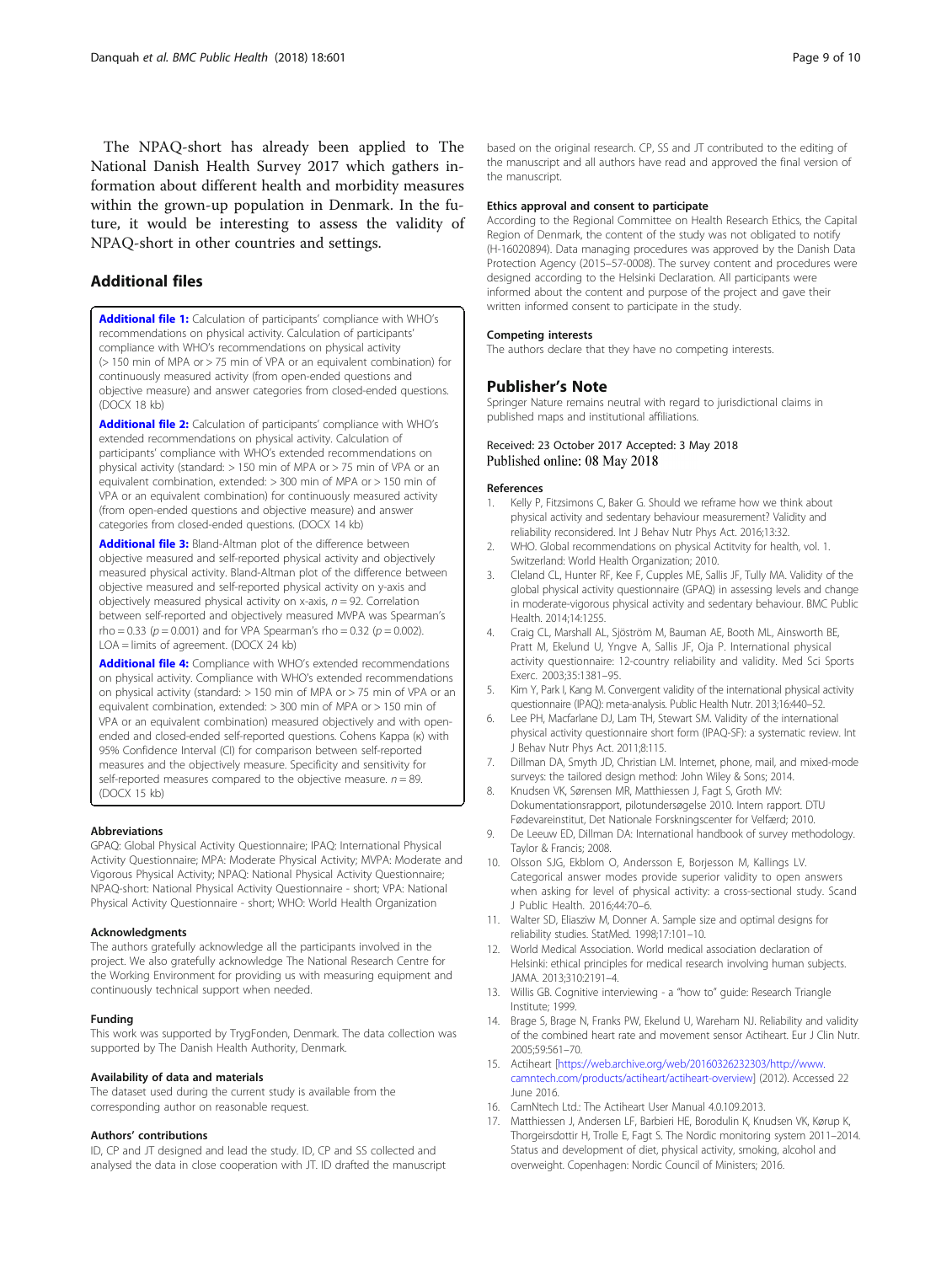The NPAQ-short has already been applied to The National Danish Health Survey 2017 which gathers information about different health and morbidity measures within the grown-up population in Denmark. In the future, it would be interesting to assess the validity of NPAQ-short in other countries and settings.

## Additional files

**Additional file 1:** Calculation of participants' compliance with WHO's recommendations on physical activity. Calculation of participants' compliance with WHO's recommendations on physical activity (> 150 min of MPA or > 75 min of VPA or an equivalent combination) for continuously measured activity (from open-ended questions and objective measure) and answer categories from closed-ended questions. (DOCX 18 kb)

**Additional file 2:** Calculation of participants' compliance with WHO's extended recommendations on physical activity. Calculation of participants' compliance with WHO's extended recommendations on physical activity (standard: > 150 min of MPA or > 75 min of VPA or an equivalent combination, extended: > 300 min of MPA or > 150 min of VPA or an equivalent combination) for continuously measured activity (from open-ended questions and objective measure) and answer categories from closed-ended questions. (DOCX 14 kb)

**Additional file 3:** Bland-Altman plot of the difference between objective measured and self-reported physical activity and objectively measured physical activity. Bland-Altman plot of the difference between objective measured and self-reported physical activity on y-axis and objectively measured physical activity on x-axis, $n = 92$. Correlation between self-reported and objectively measured MVPA was Spearman's rho = 0.33 ($p = 0.001$) and for VPA Spearman's rho = 0.32 ($p = 0.002$). LOA = limits of agreement. (DOCX 24 kb)

**Additional file 4:** Compliance with WHO's extended recommendations on physical activity. Compliance with WHO's extended recommendations on physical activity (standard: > 150 min of MPA or > 75 min of VPA or an equivalent combination, extended: > 300 min of MPA or > 150 min of VPA or an equivalent combination) measured objectively and with open-ended and closed-ended self-reported questions. Cohens Kappa (κ) with 95% Confidence Interval (CI) for comparison between self-reported measures and the objectively measure. Specificity and sensitivity for self-reported measures compared to the objective measure. $n = 89$. (DOCX 15 kb)

### Abbreviations

GPAQ: Global Physical Activity Questionnaire; IPAQ: International Physical Activity Questionnaire; MPA: Moderate Physical Activity; MVPA: Moderate and Vigorous Physical Activity; NPAQ: National Physical Activity Questionnaire; NPAQ-short: National Physical Activity Questionnaire - short; VPA: National Physical Activity Questionnaire - short; WHO: World Health Organization

### Acknowledgments

The authors gratefully acknowledge all the participants involved in the project. We also gratefully acknowledge The National Research Centre for the Working Environment for providing us with measuring equipment and continuously technical support when needed.

### Funding

This work was supported by TrygFonden, Denmark. The data collection was supported by The Danish Health Authority, Denmark.

### Availability of data and materials

The dataset used during the current study is available from the corresponding author on reasonable request.

### Authors' contributions

ID, CP and JT designed and lead the study. ID, CP and SS collected and analysed the data in close cooperation with JT. ID drafted the manuscript based on the original research. CP, SS and JT contributed to the editing of the manuscript and all authors have read and approved the final version of the manuscript.

### Ethics approval and consent to participate

According to the Regional Committee on Health Research Ethics, the Capital Region of Denmark, the content of the study was not obligated to notify (H-16020894). Data managing procedures was approved by the Danish Data Protection Agency (2015–57-0008). The survey content and procedures were designed according to the Helsinki Declaration. All participants were informed about the content and purpose of the project and gave their written informed consent to participate in the study.

### Competing interests

The authors declare that they have no competing interests.

## Publisher's Note

Springer Nature remains neutral with regard to jurisdictional claims in published maps and institutional affiliations.

Received: 23 October 2017 Accepted: 3 May 2018
Published online: 08 May 2018

### References

1. Kelly P, Fitzsimons C, Baker G. Should we reframe how we think about physical activity and sedentary behaviour measurement? Validity and reliability reconsidered. Int J Behav Nutr Phys Act. 2016;13:32.
2. WHO. Global recommendations on physical Actitvity for health, vol. 1. Switzerland: World Health Organization; 2010.
3. Cleland CL, Hunter RF, Kee F, Cupples ME, Sallis JF, Tully MA. Validity of the global physical activity questionnaire (GPAQ) in assessing levels and change in moderate-vigorous physical activity and sedentary behaviour. BMC Public Health. 2014;14:1255.
4. Craig CL, Marshall AL, Sjöström M, Bauman AE, Booth ML, Ainsworth BE, Pratt M, Ekelund U, Yngve A, Sallis JF, Oja P. International physical activity questionnaire: 12-country reliability and validity. Med Sci Sports Exerc. 2003;35:1381–95.
5. Kim Y, Park I, Kang M. Convergent validity of the international physical activity questionnaire (IPAQ): meta-analysis. Public Health Nutr. 2013;16:440–52.
6. Lee PH, Macfarlane DJ, Lam TH, Stewart SM. Validity of the international physical activity questionnaire short form (IPAQ-SF): a systematic review. Int J Behav Nutr Phys Act. 2011;8:115.
7. Dillman DA, Smyth JD, Christian LM. Internet, phone, mail, and mixed-mode surveys: the tailored design method: John Wiley & Sons; 2014.
8. Knudsen VK, Sørensen MR, Matthiessen J, Fagt S, Groth MV: Dokumentationsrapport, pilotundersøgelse 2010. Intern rapport. DTU Fødevareinstitut, Det Nationale Forskningscenter for Velfærd; 2010.
9. De Leeuw ED, Dillman DA: International handbook of survey methodology. Taylor & Francis; 2008.
10. Olsson SJG, Ekblom O, Andersson E, Borjesson M, Kallings LV. Categorical answer modes provide superior validity to open answers when asking for level of physical activity: a cross-sectional study. Scand J Public Health. 2016;44:70–6.
11. Walter SD, Eliasziw M, Donner A. Sample size and optimal designs for reliability studies. StatMed. 1998;17:101–10.
12. World Medical Association. World medical association declaration of Helsinki: ethical principles for medical research involving human subjects. JAMA. 2013;310:2191–4.
13. Willis GB. Cognitive interviewing - a "how to" guide: Research Triangle Institute; 1999.
14. Brage S, Brage N, Franks PW, Ekelund U, Wareham NJ. Reliability and validity of the combined heart rate and movement sensor Actiheart. Eur J Clin Nutr. 2005;59:561–70.
15. Actiheart [https://web.archive.org/web/20160326232303/http://www.camntech.com/products/actiheart/actiheart-overview] (2012). Accessed 22 June 2016.
16. CamNtech Ltd.: The Actiheart User Manual 4.0.109.2013.
17. Matthiessen J, Andersen LF, Barbieri HE, Borodulin K, Knudsen VK, Kørup K, Thorgeirsdottir H, Trolle E, Fagt S. The Nordic monitoring system 2011–2014. Status and development of diet, physical activity, smoking, alcohol and overweight. Copenhagen: Nordic Council of Ministers; 2016.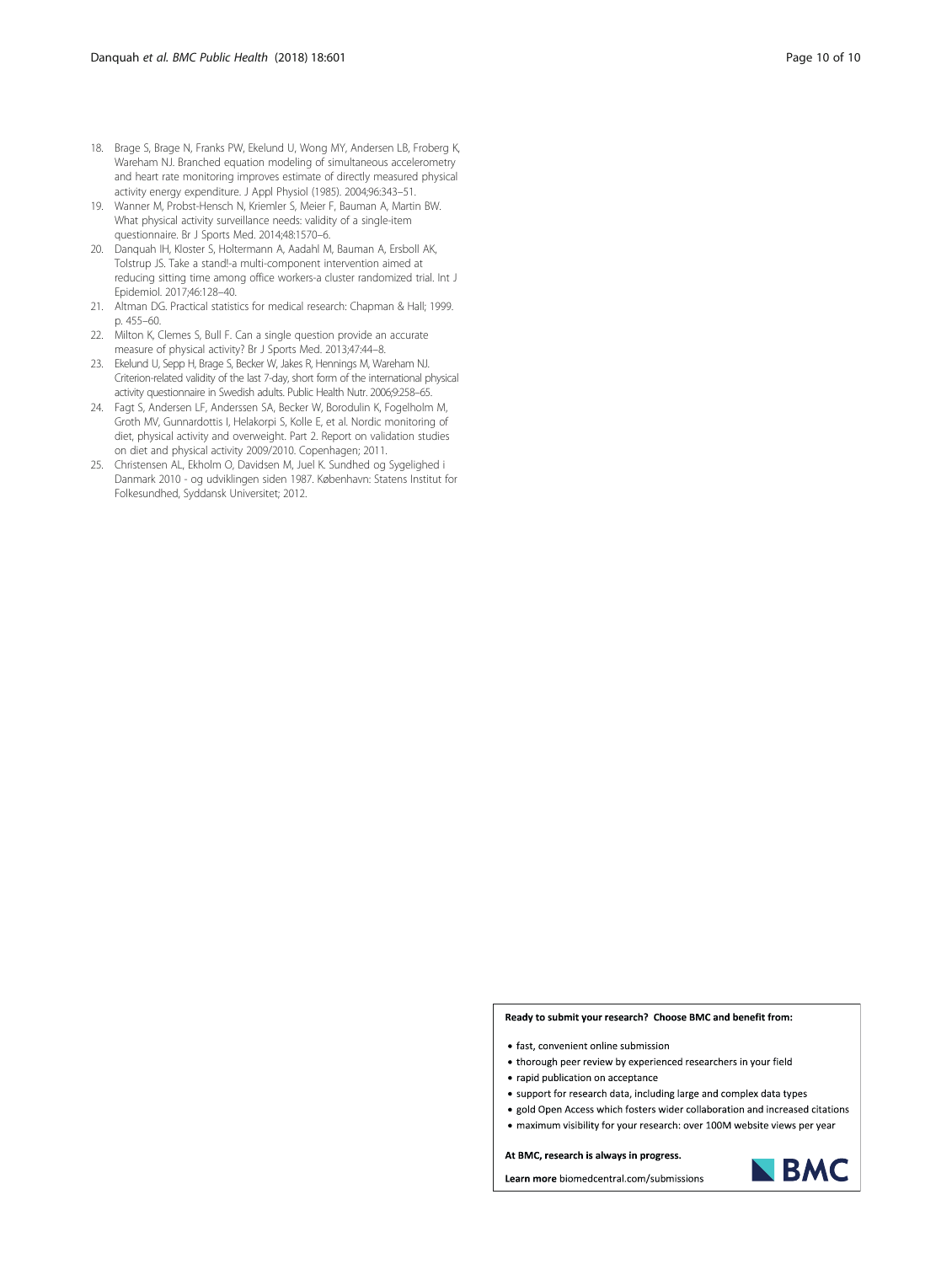18. Brage S, Brage N, Franks PW, Ekelund U, Wong MY, Andersen LB, Froberg K, Wareham NJ. Branched equation modeling of simultaneous accelerometry and heart rate monitoring improves estimate of directly measured physical activity energy expenditure. J Appl Physiol (1985). 2004;96:343–51.
19. Wanner M, Probst-Hensch N, Kriemler S, Meier F, Bauman A, Martin BW. What physical activity surveillance needs: validity of a single-item questionnaire. Br J Sports Med. 2014;48:1570–6.
20. Danquah IH, Kloster S, Holtermann A, Aadahl M, Bauman A, Ersboll AK, Tolstrup JS. Take a stand!-a multi-component intervention aimed at reducing sitting time among office workers-a cluster randomized trial. Int J Epidemiol. 2017;46:128–40.
21. Altman DG. Practical statistics for medical research: Chapman & Hall; 1999. p. 455–60.
22. Milton K, Clemes S, Bull F. Can a single question provide an accurate measure of physical activity? Br J Sports Med. 2013;47:44–8.
23. Ekelund U, Sepp H, Brage S, Becker W, Jakes R, Hennings M, Wareham NJ. Criterion-related validity of the last 7-day, short form of the international physical activity questionnaire in Swedish adults. Public Health Nutr. 2006;9:258–65.
24. Fagt S, Andersen LF, Anderssen SA, Becker W, Borodulin K, Fogelholm M, Groth MV, Gunnardottis I, Helakorpi S, Kolle E, et al. Nordic monitoring of diet, physical activity and overweight. Part 2. Report on validation studies on diet and physical activity 2009/2010. Copenhagen; 2011.
25. Christensen AL, Ekholm O, Davidsen M, Juel K. Sundhed og Sygelighed i Danmark 2010 - og udviklingen siden 1987. København: Statens Institut for Folkesundhed, Syddansk Universitet; 2012.

**Ready to submit your research? Choose BMC and benefit from:**

- fast, convenient online submission
- thorough peer review by experienced researchers in your field
- rapid publication on acceptance
- support for research data, including large and complex data types
- gold Open Access which fosters wider collaboration and increased citations
- maximum visibility for your research: over 100M website views per year

**At BMC, research is always in progress.**

**Learn more** biomedcentral.com/submissions